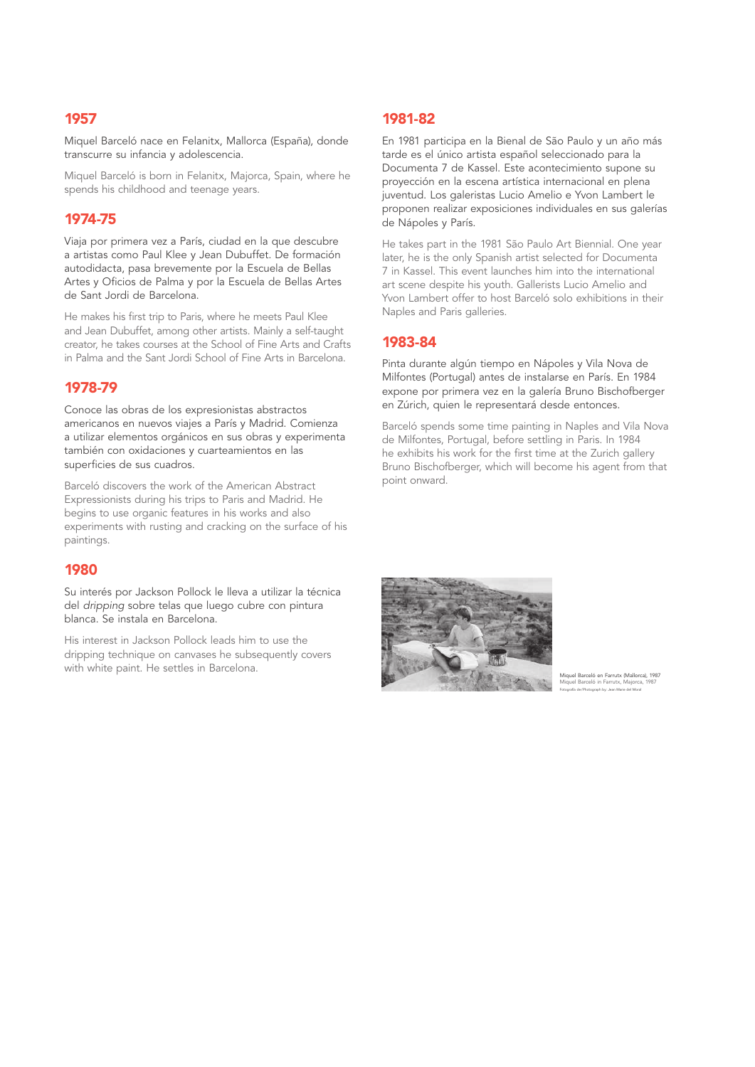## 1957

Miquel Barceló nace en Felanitx, Mallorca (España), donde transcurre su infancia y adolescencia.

Miquel Barceló is born in Felanitx, Majorca, Spain, where he spends his childhood and teenage years.

## 1974-75

Viaja por primera vez a París, ciudad en la que descubre a artistas como Paul Klee y Jean Dubuffet. De formación autodidacta, pasa brevemente por la Escuela de Bellas Artes y Oficios de Palma y por la Escuela de Bellas Artes de Sant Jordi de Barcelona.

He makes his first trip to Paris, where he meets Paul Klee and Jean Dubuffet, among other artists. Mainly a self-taught creator, he takes courses at the School of Fine Arts and Crafts in Palma and the Sant Jordi School of Fine Arts in Barcelona.

## 1978-79

Conoce las obras de los expresionistas abstractos americanos en nuevos viajes a París y Madrid. Comienza a utilizar elementos orgánicos en sus obras y experimenta también con oxidaciones y cuarteamientos en las superficies de sus cuadros.

Barceló discovers the work of the American Abstract Expressionists during his trips to Paris and Madrid. He begins to use organic features in his works and also experiments with rusting and cracking on the surface of his paintings.

## 1980

Su interés por Jackson Pollock le lleva a utilizar la técnica del *dripping* sobre telas que luego cubre con pintura blanca. Se instala en Barcelona.

His interest in Jackson Pollock leads him to use the dripping technique on canvases he subsequently covers with white paint. He settles in Barcelona.

## 1981-82

En 1981 participa en la Bienal de São Paulo y un año más tarde es el único artista español seleccionado para la Documenta 7 de Kassel. Este acontecimiento supone su proyección en la escena artística internacional en plena juventud. Los galeristas Lucio Amelio e Yvon Lambert le proponen realizar exposiciones individuales en sus galerías de Nápoles y París.

He takes part in the 1981 São Paulo Art Biennial. One year later, he is the only Spanish artist selected for Documenta 7 in Kassel. This event launches him into the international art scene despite his youth. Gallerists Lucio Amelio and Yvon Lambert offer to host Barceló solo exhibitions in their Naples and Paris galleries.

## 1983-84

Pinta durante algún tiempo en Nápoles y Vila Nova de Milfontes (Portugal) antes de instalarse en París. En 1984 expone por primera vez en la galería Bruno Bischofberger en Zúrich, quien le representará desde entonces.

Barceló spends some time painting in Naples and Vila Nova de Milfontes, Portugal, before settling in Paris. In 1984 he exhibits his work for the first time at the Zurich gallery Bruno Bischofberger, which will become his agent from that point onward.

Miquel Barceló en Farrutx (Mallorca), 1987
Miquel Barceló in Farrutx, Majorca, 1987
Fotografía de/Photograph by: Jean Marie del Moral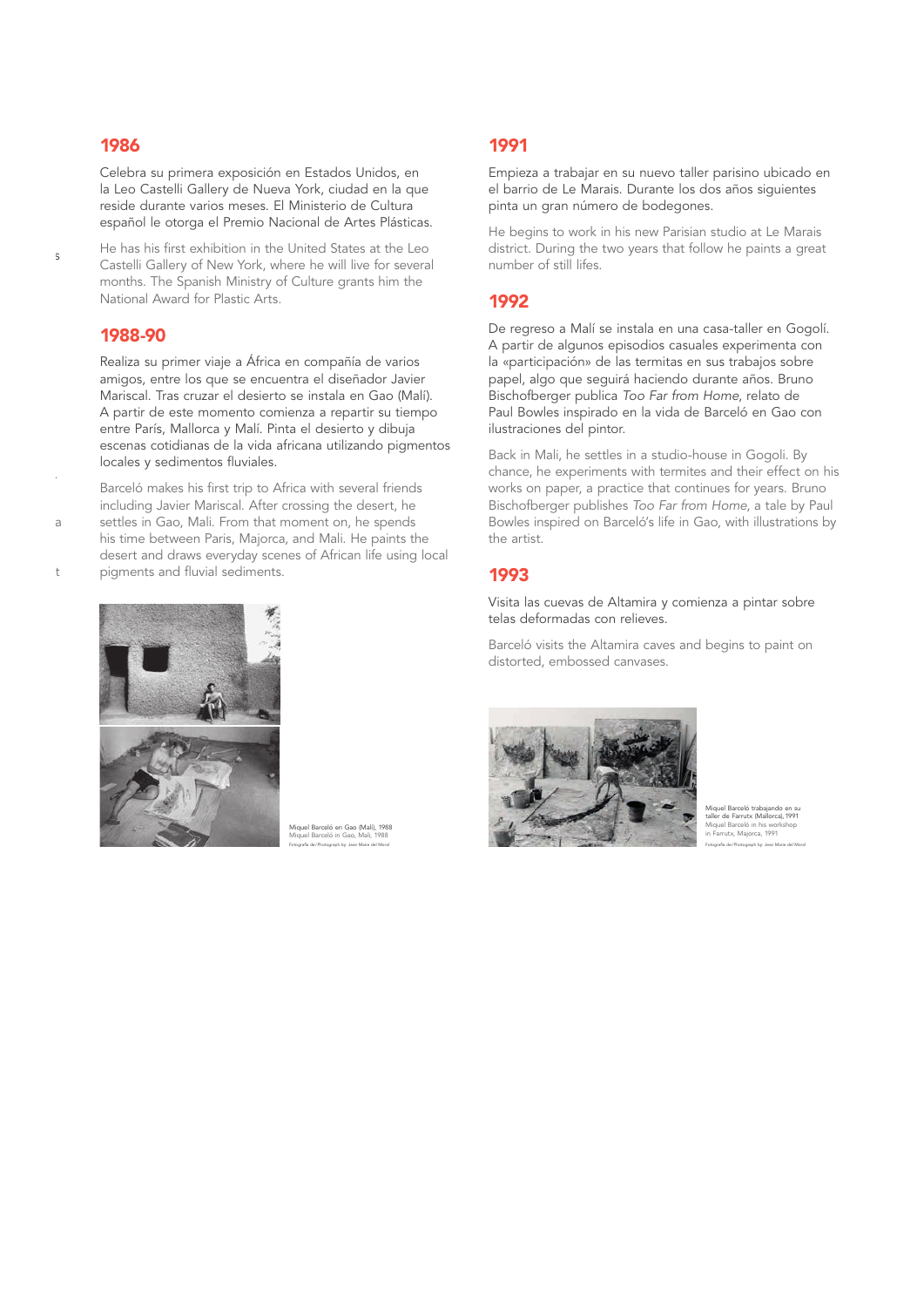## 1986

Celebra su primera exposición en Estados Unidos, en la Leo Castelli Gallery de Nueva York, ciudad en la que reside durante varios meses. El Ministerio de Cultura español le otorga el Premio Nacional de Artes Plásticas.

He has his first exhibition in the United States at the Leo Castelli Gallery of New York, where he will live for several months. The Spanish Ministry of Culture grants him the National Award for Plastic Arts.

## 1988-90

Realiza su primer viaje a África en compañía de varios amigos, entre los que se encuentra el diseñador Javier Mariscal. Tras cruzar el desierto se instala en Gao (Malí). A partir de este momento comienza a repartir su tiempo entre París, Mallorca y Malí. Pinta el desierto y dibuja escenas cotidianas de la vida africana utilizando pigmentos locales y sedimentos fluviales.

Barceló makes his first trip to Africa with several friends including Javier Mariscal. After crossing the desert, he settles in Gao, Mali. From that moment on, he spends his time between Paris, Majorca, and Mali. He paints the desert and draws everyday scenes of African life using local pigments and fluvial sediments.

Miquel Barceló en Gao (Malí), 1988
Miquel Barceló in Gao, Mali, 1988
Fotografía de/Photograph by: Jean Marie del Moral

## 1991

Empieza a trabajar en su nuevo taller parisino ubicado en el barrio de Le Marais. Durante los dos años siguientes pinta un gran número de bodegones.

He begins to work in his new Parisian studio at Le Marais district. During the two years that follow he paints a great number of still lifes.

## 1992

De regreso a Malí se instala en una casa-taller en Gogolí. A partir de algunos episodios casuales experimenta con la «participación» de las termitas en sus trabajos sobre papel, algo que seguirá haciendo durante años. Bruno Bischofberger publica *Too Far from Home*, relato de Paul Bowles inspirado en la vida de Barceló en Gao con ilustraciones del pintor.

Back in Mali, he settles in a studio-house in Gogoli. By chance, he experiments with termites and their effect on his works on paper, a practice that continues for years. Bruno Bischofberger publishes *Too Far from Home*, a tale by Paul Bowles inspired on Barceló's life in Gao, with illustrations by the artist.

## 1993

Visita las cuevas de Altamira y comienza a pintar sobre telas deformadas con relieves.

Barceló visits the Altamira caves and begins to paint on distorted, embossed canvases.

Miquel Barceló trabajando en su taller de Farrutx (Mallorca), 1991
Miquel Barceló in his workshop in Farrutx, Majorca, 1991
Fotografía de/Photograph by: Jean Marie del Moral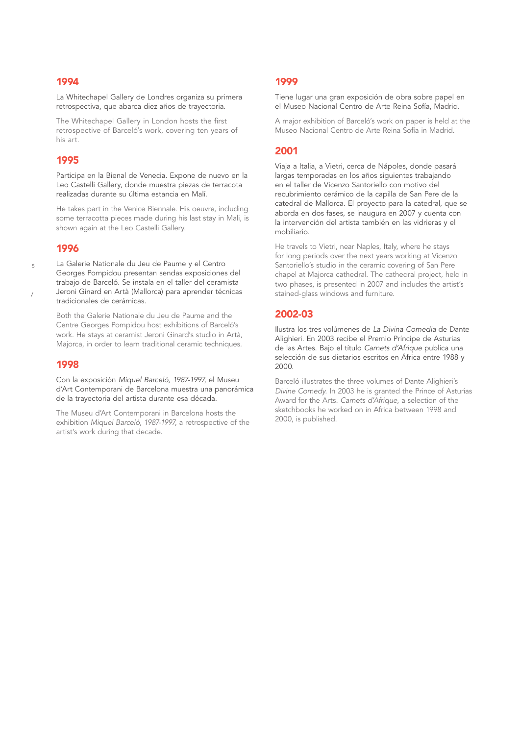## 1994

La Whitechapel Gallery de Londres organiza su primera retrospectiva, que abarca diez años de trayectoria.

The Whitechapel Gallery in London hosts the first retrospective of Barceló's work, covering ten years of his art.

## 1995

Participa en la Bienal de Venecia. Expone de nuevo en la Leo Castelli Gallery, donde muestra piezas de terracota realizadas durante su última estancia en Malí.

He takes part in the Venice Biennale. His oeuvre, including some terracotta pieces made during his last stay in Mali, is shown again at the Leo Castelli Gallery.

## 1996

La Galerie Nationale du Jeu de Paume y el Centro Georges Pompidou presentan sendas exposiciones del trabajo de Barceló. Se instala en el taller del ceramista Jeroni Ginard en Artà (Mallorca) para aprender técnicas tradicionales de cerámicas.

Both the Galerie Nationale du Jeu de Paume and the Centre Georges Pompidou host exhibitions of Barceló's work. He stays at ceramist Jeroni Ginard's studio in Artà, Majorca, in order to learn traditional ceramic techniques.

## 1998

Con la exposición *Miquel Barceló, 1987-1997*, el Museu d'Art Contemporani de Barcelona muestra una panorámica de la trayectoria del artista durante esa década.

The Museu d'Art Contemporani in Barcelona hosts the exhibition *Miquel Barceló, 1987-1997*, a retrospective of the artist's work during that decade.

## 1999

Tiene lugar una gran exposición de obra sobre papel en el Museo Nacional Centro de Arte Reina Sofía, Madrid.

A major exhibition of Barceló's work on paper is held at the Museo Nacional Centro de Arte Reina Sofía in Madrid.

## 2001

Viaja a Italia, a Vietri, cerca de Nápoles, donde pasará largas temporadas en los años siguientes trabajando en el taller de Vicenzo Santoriello con motivo del recubrimiento cerámico de la capilla de San Pere de la catedral de Mallorca. El proyecto para la catedral, que se aborda en dos fases, se inaugura en 2007 y cuenta con la intervención del artista también en las vidrieras y el mobiliario.

He travels to Vietri, near Naples, Italy, where he stays for long periods over the next years working at Vicenzo Santoriello's studio in the ceramic covering of San Pere chapel at Majorca cathedral. The cathedral project, held in two phases, is presented in 2007 and includes the artist's stained-glass windows and furniture.

## 2002-03

Ilustra los tres volúmenes de *La Divina Comedia* de Dante Alighieri. En 2003 recibe el Premio Príncipe de Asturias de las Artes. Bajo el título *Carnets d'Afrique* publica una selección de sus dietarios escritos en África entre 1988 y 2000.

Barceló illustrates the three volumes of Dante Alighieri's *Divine Comedy*. In 2003 he is granted the Prince of Asturias Award for the Arts. *Carnets d'Afrique*, a selection of the sketchbooks he worked on in Africa between 1998 and 2000, is published.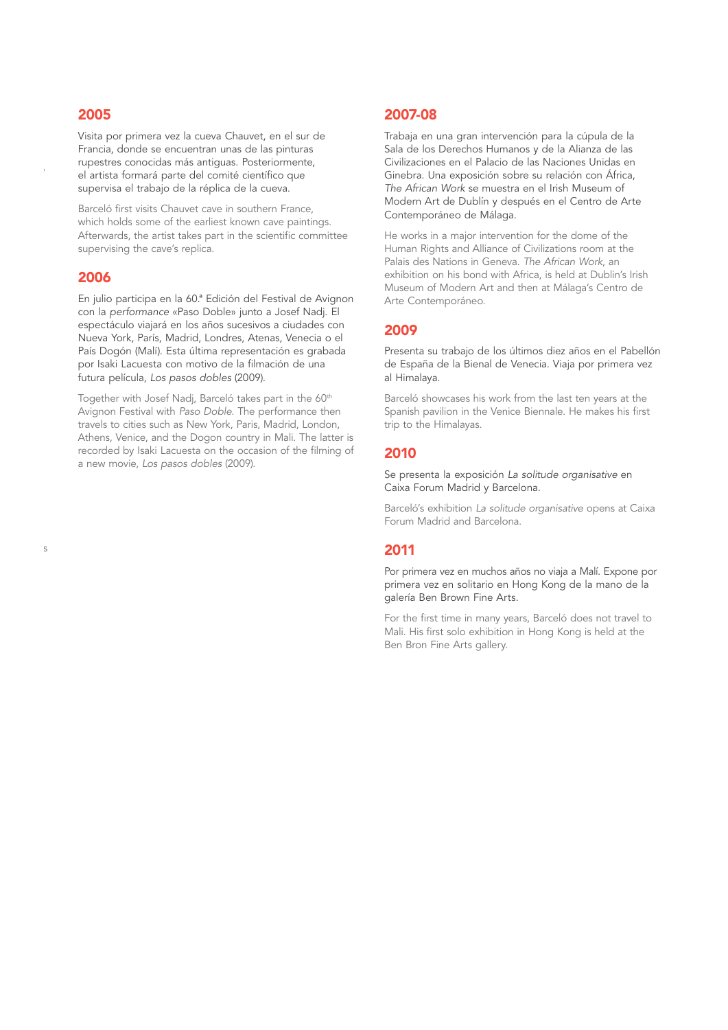## 2005

Visita por primera vez la cueva Chauvet, en el sur de Francia, donde se encuentran unas de las pinturas rupestres conocidas más antiguas. Posteriormente, el artista formará parte del comité científico que supervisa el trabajo de la réplica de la cueva.

Barceló first visits Chauvet cave in southern France, which holds some of the earliest known cave paintings. Afterwards, the artist takes part in the scientific committee supervising the cave's replica.

## 2006

En julio participa en la 60.ª Edición del Festival de Avignon con la *performance* «Paso Doble» junto a Josef Nadj. El espectáculo viajará en los años sucesivos a ciudades con Nueva York, París, Madrid, Londres, Atenas, Venecia o el País Dogón (Malí). Esta última representación es grabada por Isaki Lacuesta con motivo de la filmación de una futura película, *Los pasos dobles* (2009).

Together with Josef Nadj, Barceló takes part in the 60th Avignon Festival with *Paso Doble*. The performance then travels to cities such as New York, Paris, Madrid, London, Athens, Venice, and the Dogon country in Mali. The latter is recorded by Isaki Lacuesta on the occasion of the filming of a new movie, *Los pasos dobles* (2009).

## 2007-08

Trabaja en una gran intervención para la cúpula de la Sala de los Derechos Humanos y de la Alianza de las Civilizaciones en el Palacio de las Naciones Unidas en Ginebra. Una exposición sobre su relación con África, *The African Work* se muestra en el Irish Museum of Modern Art de Dublín y después en el Centro de Arte Contemporáneo de Málaga.

He works in a major intervention for the dome of the Human Rights and Alliance of Civilizations room at the Palais des Nations in Geneva. *The African Work*, an exhibition on his bond with Africa, is held at Dublin's Irish Museum of Modern Art and then at Málaga's Centro de Arte Contemporáneo.

## 2009

Presenta su trabajo de los últimos diez años en el Pabellón de España de la Bienal de Venecia. Viaja por primera vez al Himalaya.

Barceló showcases his work from the last ten years at the Spanish pavilion in the Venice Biennale. He makes his first trip to the Himalayas.

## 2010

Se presenta la exposición *La solitude organisative* en Caixa Forum Madrid y Barcelona.

Barceló's exhibition *La solitude organisative* opens at Caixa Forum Madrid and Barcelona.

## 2011

Por primera vez en muchos años no viaja a Malí. Expone por primera vez en solitario en Hong Kong de la mano de la galería Ben Brown Fine Arts.

For the first time in many years, Barceló does not travel to Mali. His first solo exhibition in Hong Kong is held at the Ben Bron Fine Arts gallery.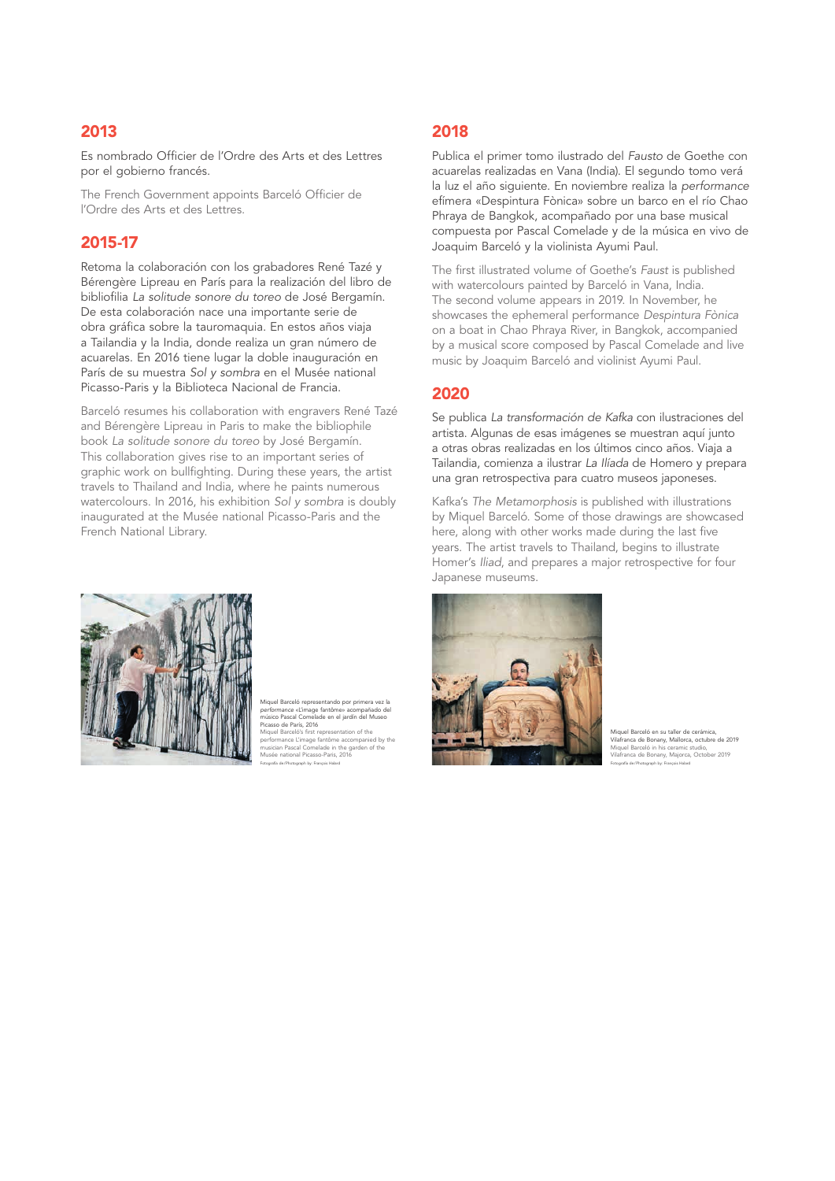## 2013

Es nombrado Officier de l'Ordre des Arts et des Lettres por el gobierno francés.

The French Government appoints Barceló Officier de l'Ordre des Arts et des Lettres.

## 2015-17

Retoma la colaboración con los grabadores René Tazé y Bérengère Lipreau en París para la realización del libro de bibliofilia *La solitude sonore du toreo* de José Bergamín. De esta colaboración nace una importante serie de obra gráfica sobre la tauromaquia. En estos años viaja a Tailandia y la India, donde realiza un gran número de acuarelas. En 2016 tiene lugar la doble inauguración en París de su muestra *Sol y sombra* en el Musée national Picasso-Paris y la Biblioteca Nacional de Francia.

Barceló resumes his collaboration with engravers René Tazé and Bérengère Lipreau in Paris to make the bibliophile book *La solitude sonore du toreo* by José Bergamín. This collaboration gives rise to an important series of graphic work on bullfighting. During these years, the artist travels to Thailand and India, where he paints numerous watercolours. In 2016, his exhibition *Sol y sombra* is doubly inaugurated at the Musée national Picasso-Paris and the French National Library.

Miquel Barceló representando por primera vez la performance «L'image fantôme» acompañado del músico Pascal Comelade en el jardín del Museo Picasso de París, 2016
Miquel Barceló's first representation of the performance L'image fantôme accompanied by the musician Pascal Comelade in the garden of the Musée national Picasso-Paris, 2016
Fotografía de/Photograph by: François Halard

## 2018

Publica el primer tomo ilustrado del *Fausto* de Goethe con acuarelas realizadas en Vana (India). El segundo tomo verá la luz el año siguiente. En noviembre realiza la *performance* efímera «Despintura Fònica» sobre un barco en el río Chao Phraya de Bangkok, acompañado por una base musical compuesta por Pascal Comelade y de la música en vivo de Joaquim Barceló y la violinista Ayumi Paul.

The first illustrated volume of Goethe's *Faust* is published with watercolours painted by Barceló in Vana, India. The second volume appears in 2019. In November, he showcases the ephemeral performance *Despintura Fònica* on a boat in Chao Phraya River, in Bangkok, accompanied by a musical score composed by Pascal Comelade and live music by Joaquim Barceló and violinist Ayumi Paul.

## 2020

Se publica *La transformación de Kafka* con ilustraciones del artista. Algunas de esas imágenes se muestran aquí junto a otras obras realizadas en los últimos cinco años. Viaja a Tailandia, comienza a ilustrar *La Ilíada* de Homero y prepara una gran retrospectiva para cuatro museos japoneses.

Kafka's *The Metamorphosis* is published with illustrations by Miquel Barceló. Some of those drawings are showcased here, along with other works made during the last five years. The artist travels to Thailand, begins to illustrate Homer's *Iliad*, and prepares a major retrospective for four Japanese museums.

Miquel Barceló en su taller de cerámica, Vilafranca de Bonany, Mallorca, octubre de 2019
Miquel Barceló in his ceramic studio, Vilafranca de Bonany, Majorca, October 2019
Fotografía de/Photograph by: François Halard